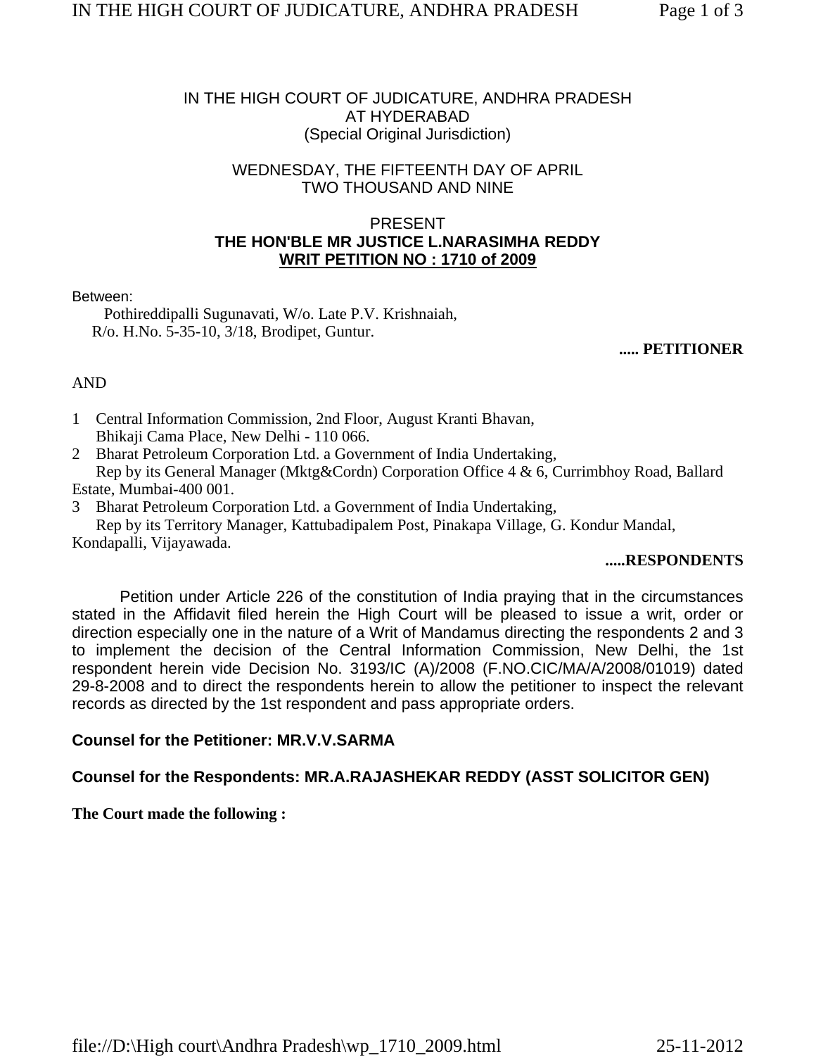IN THE HIGH COURT OF JUDICATURE, ANDHRA PRADESH
AT HYDERABAD
(Special Original Jurisdiction)

WEDNESDAY, THE FIFTEENTH DAY OF APRIL
TWO THOUSAND AND NINE

PRESENT
**THE HON'BLE MR JUSTICE L.NARASIMHA REDDY**
**WRIT PETITION NO : 1710 of 2009**

Between:

Pothireddipalli Sugunavati, W/o. Late P.V. Krishnaiah,
R/o. H.No. 5-35-10, 3/18, Brodipet, Guntur.

**..... PETITIONER**

AND

1. Central Information Commission, 2nd Floor, August Kranti Bhavan, Bhikaji Cama Place, New Delhi - 110 066.
2. Bharat Petroleum Corporation Ltd. a Government of India Undertaking, Rep by its General Manager (Mktg&Cordn) Corporation Office 4 & 6, Currimbhoy Road, Ballard Estate, Mumbai-400 001.
3. Bharat Petroleum Corporation Ltd. a Government of India Undertaking, Rep by its Territory Manager, Kattubadipalem Post, Pinakapa Village, G. Kondur Mandal, Kondapalli, Vijayawada.

**.....RESPONDENTS**

Petition under Article 226 of the constitution of India praying that in the circumstances stated in the Affidavit filed herein the High Court will be pleased to issue a writ, order or direction especially one in the nature of a Writ of Mandamus directing the respondents 2 and 3 to implement the decision of the Central Information Commission, New Delhi, the 1st respondent herein vide Decision No. 3193/IC (A)/2008 (F.NO.CIC/MA/A/2008/01019) dated 29-8-2008 and to direct the respondents herein to allow the petitioner to inspect the relevant records as directed by the 1st respondent and pass appropriate orders.

**Counsel for the Petitioner: MR.V.V.SARMA**

**Counsel for the Respondents: MR.A.RAJASHEKAR REDDY (ASST SOLICITOR GEN)**

**The Court made the following :**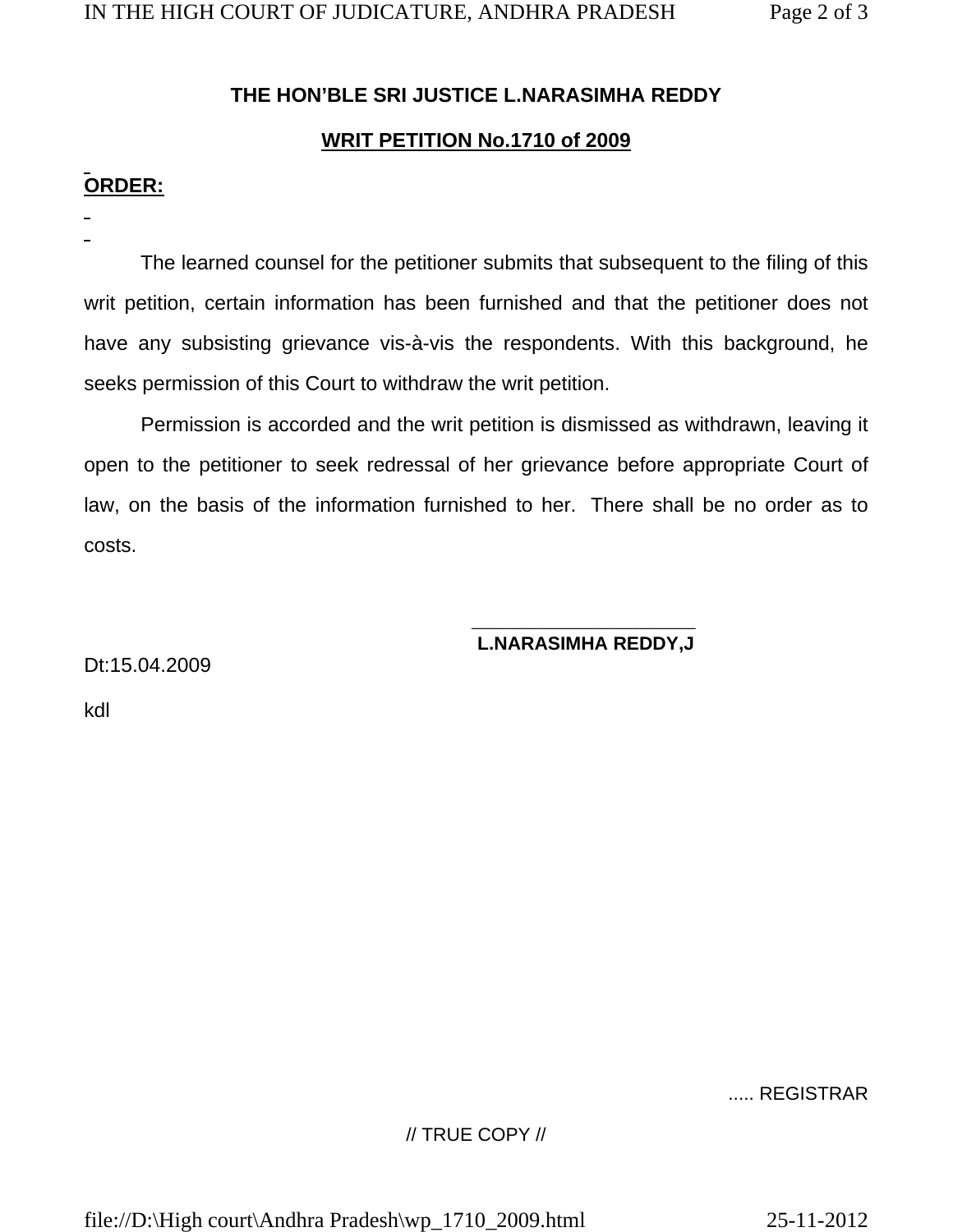**THE HON'BLE SRI JUSTICE L.NARASIMHA REDDY**

**WRIT PETITION No.1710 of 2009**

**ORDER:**

The learned counsel for the petitioner submits that subsequent to the filing of this writ petition, certain information has been furnished and that the petitioner does not have any subsisting grievance vis-à-vis the respondents. With this background, he seeks permission of this Court to withdraw the writ petition.

Permission is accorded and the writ petition is dismissed as withdrawn, leaving it open to the petitioner to seek redressal of her grievance before appropriate Court of law, on the basis of the information furnished to her. There shall be no order as to costs.

**L.NARASIMHA REDDY,J**

Dt:15.04.2009

kdl

..... REGISTRAR

// TRUE COPY //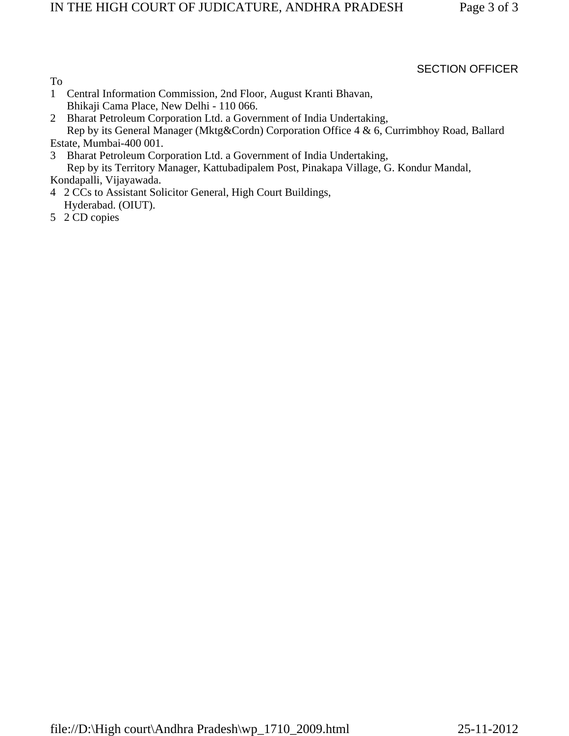SECTION OFFICER

To

1. Central Information Commission, 2nd Floor, August Kranti Bhavan,
   Bhikaji Cama Place, New Delhi - 110 066.
2. Bharat Petroleum Corporation Ltd. a Government of India Undertaking,
   Rep by its General Manager (Mktg&Cordn) Corporation Office 4 & 6, Currimbhoy Road, Ballard Estate, Mumbai-400 001.
3. Bharat Petroleum Corporation Ltd. a Government of India Undertaking,
   Rep by its Territory Manager, Kattubadipalem Post, Pinakapa Village, G. Kondur Mandal, Kondapalli, Vijayawada.
4. 2 CCs to Assistant Solicitor General, High Court Buildings,
   Hyderabad. (OIUT).
5. 2 CD copies